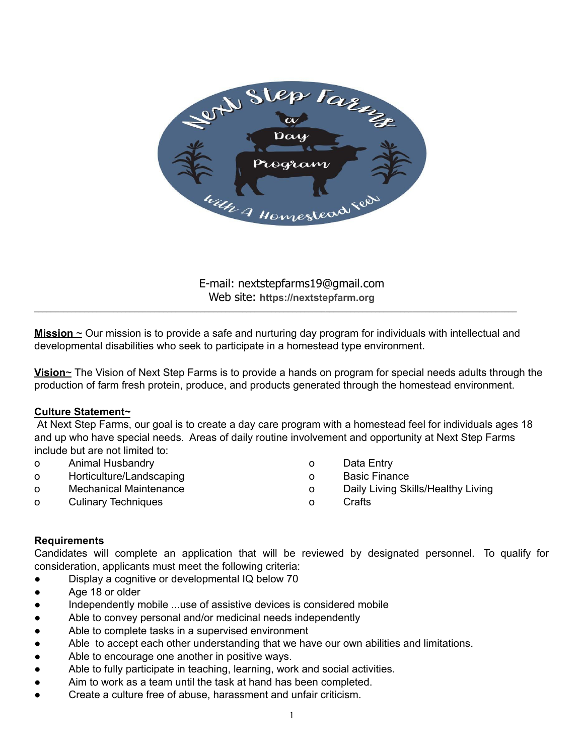E-mail: nextstepfarms19@gmail.com
Web site: **https://nextstepfarm.org**

---

**Mission ~** Our mission is to provide a safe and nurturing day program for individuals with intellectual and developmental disabilities who seek to participate in a homestead type environment.

**Vision~** The Vision of Next Step Farms is to provide a hands on program for special needs adults through the production of farm fresh protein, produce, and products generated through the homestead environment.

**Culture Statement~**
At Next Step Farms, our goal is to create a day care program with a homestead feel for individuals ages 18 and up who have special needs. Areas of daily routine involvement and opportunity at Next Step Farms include but are not limited to:

- Animal Husbandry
- Horticulture/Landscaping
- Mechanical Maintenance
- Culinary Techniques
- Data Entry
- Basic Finance
- Daily Living Skills/Healthy Living
- Crafts

**Requirements**
Candidates will complete an application that will be reviewed by designated personnel. To qualify for consideration, applicants must meet the following criteria:

- Display a cognitive or developmental IQ below 70
- Age 18 or older
- Independently mobile ...use of assistive devices is considered mobile
- Able to convey personal and/or medicinal needs independently
- Able to complete tasks in a supervised environment
- Able to accept each other understanding that we have our own abilities and limitations.
- Able to encourage one another in positive ways.
- Able to fully participate in teaching, learning, work and social activities.
- Aim to work as a team until the task at hand has been completed.
- Create a culture free of abuse, harassment and unfair criticism.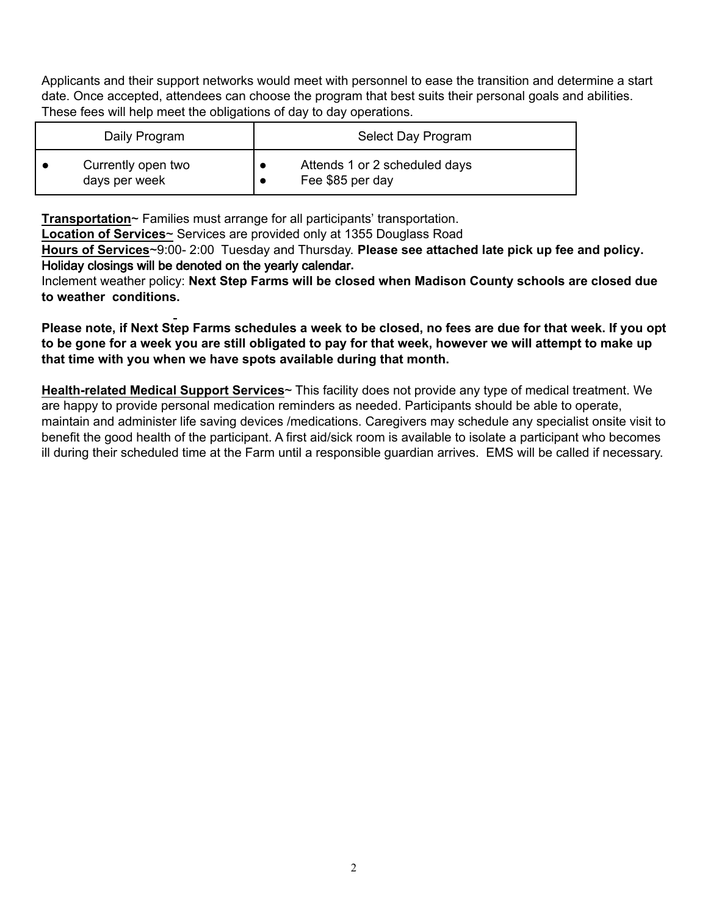Applicants and their support networks would meet with personnel to ease the transition and determine a start date. Once accepted, attendees can choose the program that best suits their personal goals and abilities. These fees will help meet the obligations of day to day operations.

| Daily Program | Select Day Program |
| --- | --- |
| • Currently open two days per week | • Attends 1 or 2 scheduled days<br>• Fee $85 per day |

**Transportation**~ Families must arrange for all participants' transportation.
**Location of Services**~ Services are provided only at 1355 Douglass Road
**Hours of Services**~9:00- 2:00 Tuesday and Thursday. **Please see attached late pick up fee and policy. Holiday closings will be denoted on the yearly calendar.**
Inclement weather policy: **Next Step Farms will be closed when Madison County schools are closed due to weather conditions.**

**Please note, if Next Step Farms schedules a week to be closed, no fees are due for that week. If you opt to be gone for a week you are still obligated to pay for that week, however we will attempt to make up that time with you when we have spots available during that month.**

**Health-related Medical Support Services**~ This facility does not provide any type of medical treatment. We are happy to provide personal medication reminders as needed. Participants should be able to operate, maintain and administer life saving devices /medications. Caregivers may schedule any specialist onsite visit to benefit the good health of the participant. A first aid/sick room is available to isolate a participant who becomes ill during their scheduled time at the Farm until a responsible guardian arrives. EMS will be called if necessary.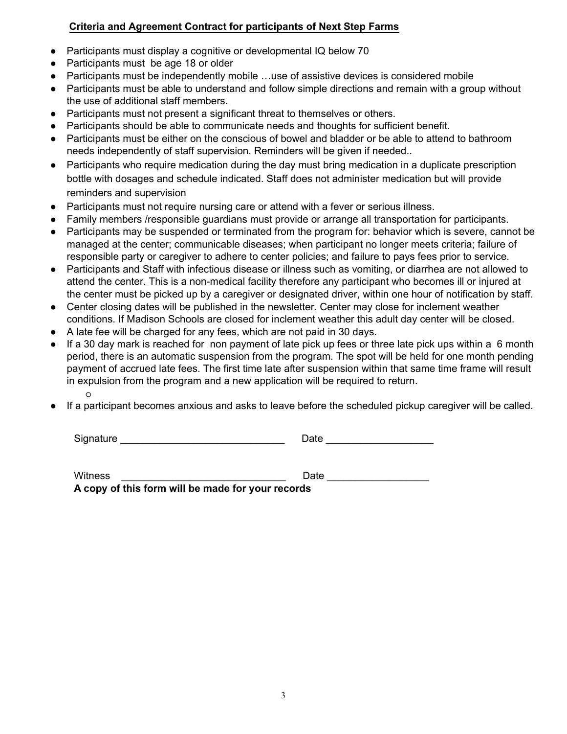**Criteria and Agreement Contract for participants of Next Step Farms**

- Participants must display a cognitive or developmental IQ below 70
- Participants must be age 18 or older
- Participants must be independently mobile …use of assistive devices is considered mobile
- Participants must be able to understand and follow simple directions and remain with a group without the use of additional staff members.
- Participants must not present a significant threat to themselves or others.
- Participants should be able to communicate needs and thoughts for sufficient benefit.
- Participants must be either on the conscious of bowel and bladder or be able to attend to bathroom needs independently of staff supervision. Reminders will be given if needed..
- Participants who require medication during the day must bring medication in a duplicate prescription bottle with dosages and schedule indicated. Staff does not administer medication but will provide reminders and supervision
- Participants must not require nursing care or attend with a fever or serious illness.
- Family members /responsible guardians must provide or arrange all transportation for participants.
- Participants may be suspended or terminated from the program for: behavior which is severe, cannot be managed at the center; communicable diseases; when participant no longer meets criteria; failure of responsible party or caregiver to adhere to center policies; and failure to pays fees prior to service.
- Participants and Staff with infectious disease or illness such as vomiting, or diarrhea are not allowed to attend the center. This is a non-medical facility therefore any participant who becomes ill or injured at the center must be picked up by a caregiver or designated driver, within one hour of notification by staff.
- Center closing dates will be published in the newsletter. Center may close for inclement weather conditions. If Madison Schools are closed for inclement weather this adult day center will be closed.
- A late fee will be charged for any fees, which are not paid in 30 days.
- If a 30 day mark is reached for non payment of late pick up fees or three late pick ups within a 6 month period, there is an automatic suspension from the program. The spot will be held for one month pending payment of accrued late fees. The first time late after suspension within that same time frame will result in expulsion from the program and a new application will be required to return.
  - 
- If a participant becomes anxious and asks to leave before the scheduled pickup caregiver will be called.

Signature _____________________________ Date ___________________

Witness _____________________________ Date __________________

**A copy of this form will be made for your records**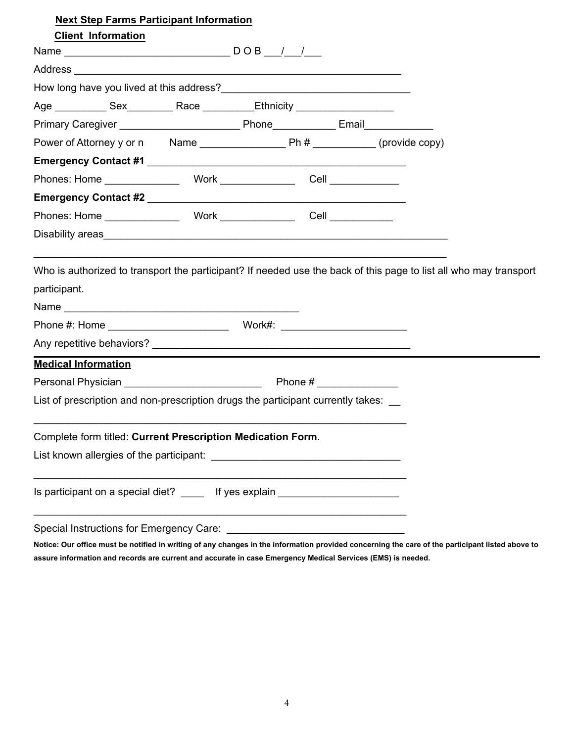**Next Step Farms Participant Information**

**Client Information**

Name ____________________________ D O B ___/___/___

Address ________________________________________________________

How long have you lived at this address?________________________________

Age _________ Sex________ Race _________Ethnicity ________________

Primary Caregiver _____________________ Phone___________ Email____________

Power of Attorney y or n Name _______________ Ph # ___________ (provide copy)

**Emergency Contact #1** _____________________________________________

Phones: Home _____________ Work _____________ Cell ____________

**Emergency Contact #2** _____________________________________________

Phones: Home _____________ Work _____________ Cell ___________

Disability areas__________________________________________________________

_________________________________________________________________________

Who is authorized to transport the participant? If needed use the back of this page to list all who may transport participant.

Name __________________________________________

Phone #: Home ____________________ Work#: _____________________

Any repetitive behaviors? ____________________________________________

---

**Medical Information**

Personal Physician _______________________ Phone # _____________

List of prescription and non-prescription drugs the participant currently takes: __

_________________________________________________________________

Complete form titled: **Current Prescription Medication Form**.

List known allergies of the participant: _______________________________

_________________________________________________________________

Is participant on a special diet? ____ If yes explain ____________________

_________________________________________________________________

Special Instructions for Emergency Care: ______________________________

**Notice: Our office must be notified in writing of any changes in the information provided concerning the care of the participant listed above to assure information and records are current and accurate in case Emergency Medical Services (EMS) is needed.**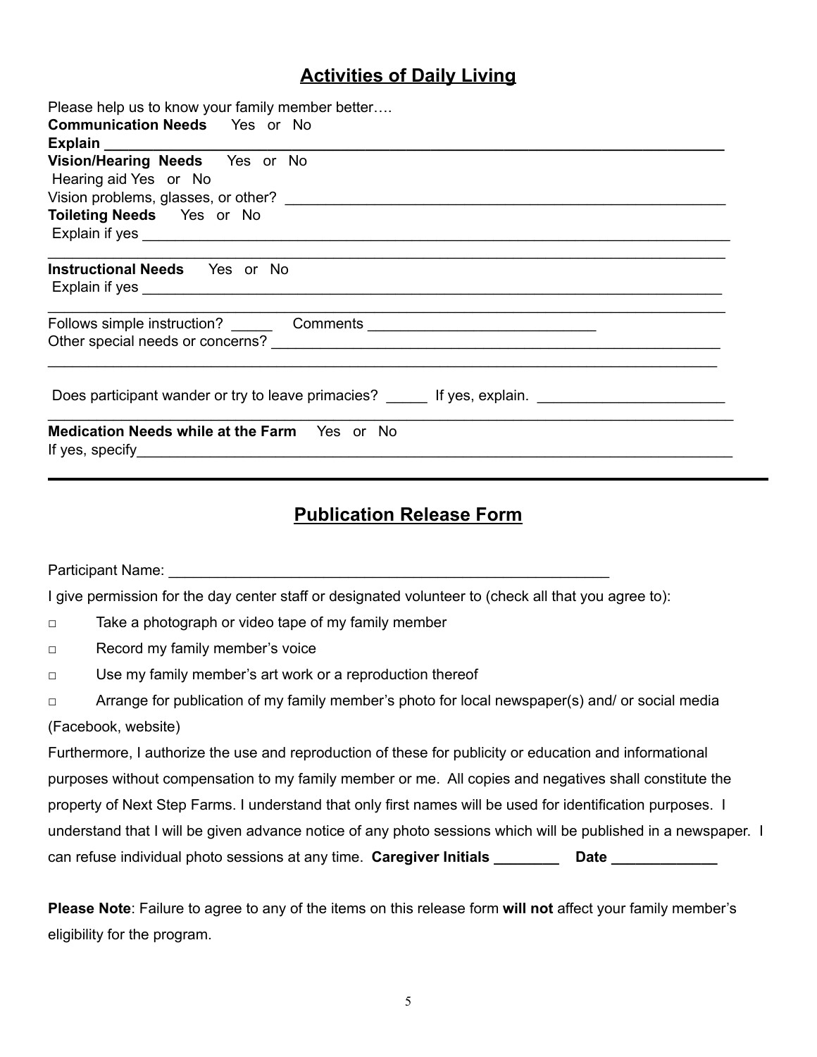## Activities of Daily Living

Please help us to know your family member better….

**Communication Needs** Yes or No

**Explain \_\_\_\_\_\_\_\_\_\_\_\_\_\_\_\_\_\_\_\_\_\_\_\_\_\_\_\_\_\_\_\_\_\_\_\_\_\_\_\_\_\_\_\_\_\_\_\_\_\_\_\_\_\_\_\_\_\_\_\_\_\_\_\_\_\_\_\_\_\_\_**

**Vision/Hearing Needs** Yes or No

Hearing aid Yes or No

Vision problems, glasses, or other? \_\_\_\_\_\_\_\_\_\_\_\_\_\_\_\_\_\_\_\_\_\_\_\_\_\_\_\_\_\_\_\_\_\_\_\_\_\_\_\_\_\_\_\_\_\_\_\_\_\_\_\_\_\_

**Toileting Needs** Yes or No

Explain if yes \_\_\_\_\_\_\_\_\_\_\_\_\_\_\_\_\_\_\_\_\_\_\_\_\_\_\_\_\_\_\_\_\_\_\_\_\_\_\_\_\_\_\_\_\_\_\_\_\_\_\_\_\_\_\_\_\_\_\_\_\_\_\_\_\_\_\_\_\_\_\_\_\_

\_\_\_\_\_\_\_\_\_\_\_\_\_\_\_\_\_\_\_\_\_\_\_\_\_\_\_\_\_\_\_\_\_\_\_\_\_\_\_\_\_\_\_\_\_\_\_\_\_\_\_\_\_\_\_\_\_\_\_\_\_\_\_\_\_\_\_\_\_\_\_\_\_\_\_\_\_\_\_\_\_\_\_\_\_\_

**Instructional Needs** Yes or No

Explain if yes \_\_\_\_\_\_\_\_\_\_\_\_\_\_\_\_\_\_\_\_\_\_\_\_\_\_\_\_\_\_\_\_\_\_\_\_\_\_\_\_\_\_\_\_\_\_\_\_\_\_\_\_\_\_\_\_\_\_\_\_\_\_\_\_\_\_\_\_\_\_\_\_

\_\_\_\_\_\_\_\_\_\_\_\_\_\_\_\_\_\_\_\_\_\_\_\_\_\_\_\_\_\_\_\_\_\_\_\_\_\_\_\_\_\_\_\_\_\_\_\_\_\_\_\_\_\_\_\_\_\_\_\_\_\_\_\_\_\_\_\_\_\_\_\_\_\_\_\_\_\_\_\_\_\_\_\_\_\_

Follows simple instruction? \_\_\_\_\_ Comments \_\_\_\_\_\_\_\_\_\_\_\_\_\_\_\_\_\_\_\_\_\_\_\_\_\_\_\_

Other special needs or concerns? \_\_\_\_\_\_\_\_\_\_\_\_\_\_\_\_\_\_\_\_\_\_\_\_\_\_\_\_\_\_\_\_\_\_\_\_\_\_\_\_\_\_\_\_\_\_\_\_\_\_\_\_\_\_\_\_\_\_

\_\_\_\_\_\_\_\_\_\_\_\_\_\_\_\_\_\_\_\_\_\_\_\_\_\_\_\_\_\_\_\_\_\_\_\_\_\_\_\_\_\_\_\_\_\_\_\_\_\_\_\_\_\_\_\_\_\_\_\_\_\_\_\_\_\_\_\_\_\_\_\_\_\_\_\_\_\_\_\_\_\_\_\_\_

Does participant wander or try to leave primacies? \_\_\_\_\_ If yes, explain. \_\_\_\_\_\_\_\_\_\_\_\_\_\_\_\_\_\_\_\_\_\_\_

\_\_\_\_\_\_\_\_\_\_\_\_\_\_\_\_\_\_\_\_\_\_\_\_\_\_\_\_\_\_\_\_\_\_\_\_\_\_\_\_\_\_\_\_\_\_\_\_\_\_\_\_\_\_\_\_\_\_\_\_\_\_\_\_\_\_\_\_\_\_\_\_\_\_\_\_\_\_\_\_\_\_\_\_\_\_\_

**Medication Needs while at the Farm** Yes or No

If yes, specify\_\_\_\_\_\_\_\_\_\_\_\_\_\_\_\_\_\_\_\_\_\_\_\_\_\_\_\_\_\_\_\_\_\_\_\_\_\_\_\_\_\_\_\_\_\_\_\_\_\_\_\_\_\_\_\_\_\_\_\_\_\_\_\_\_\_\_\_\_\_\_\_\_\_\_\_

---

## Publication Release Form

Participant Name: \_\_\_\_\_\_\_\_\_\_\_\_\_\_\_\_\_\_\_\_\_\_\_\_\_\_\_\_\_\_\_\_\_\_\_\_\_\_\_\_\_\_\_\_\_\_\_\_\_\_\_\_\_\_\_\_\_

I give permission for the day center staff or designated volunteer to (check all that you agree to):

- ☐ Take a photograph or video tape of my family member
- ☐ Record my family member's voice
- ☐ Use my family member's art work or a reproduction thereof
- ☐ Arrange for publication of my family member's photo for local newspaper(s) and/ or social media (Facebook, website)

Furthermore, I authorize the use and reproduction of these for publicity or education and informational purposes without compensation to my family member or me. All copies and negatives shall constitute the property of Next Step Farms. I understand that only first names will be used for identification purposes. I understand that I will be given advance notice of any photo sessions which will be published in a newspaper. I can refuse individual photo sessions at any time. **Caregiver Initials \_\_\_\_\_\_\_\_ Date \_\_\_\_\_\_\_\_\_\_\_\_\_**

**Please Note**: Failure to agree to any of the items on this release form **will not** affect your family member's eligibility for the program.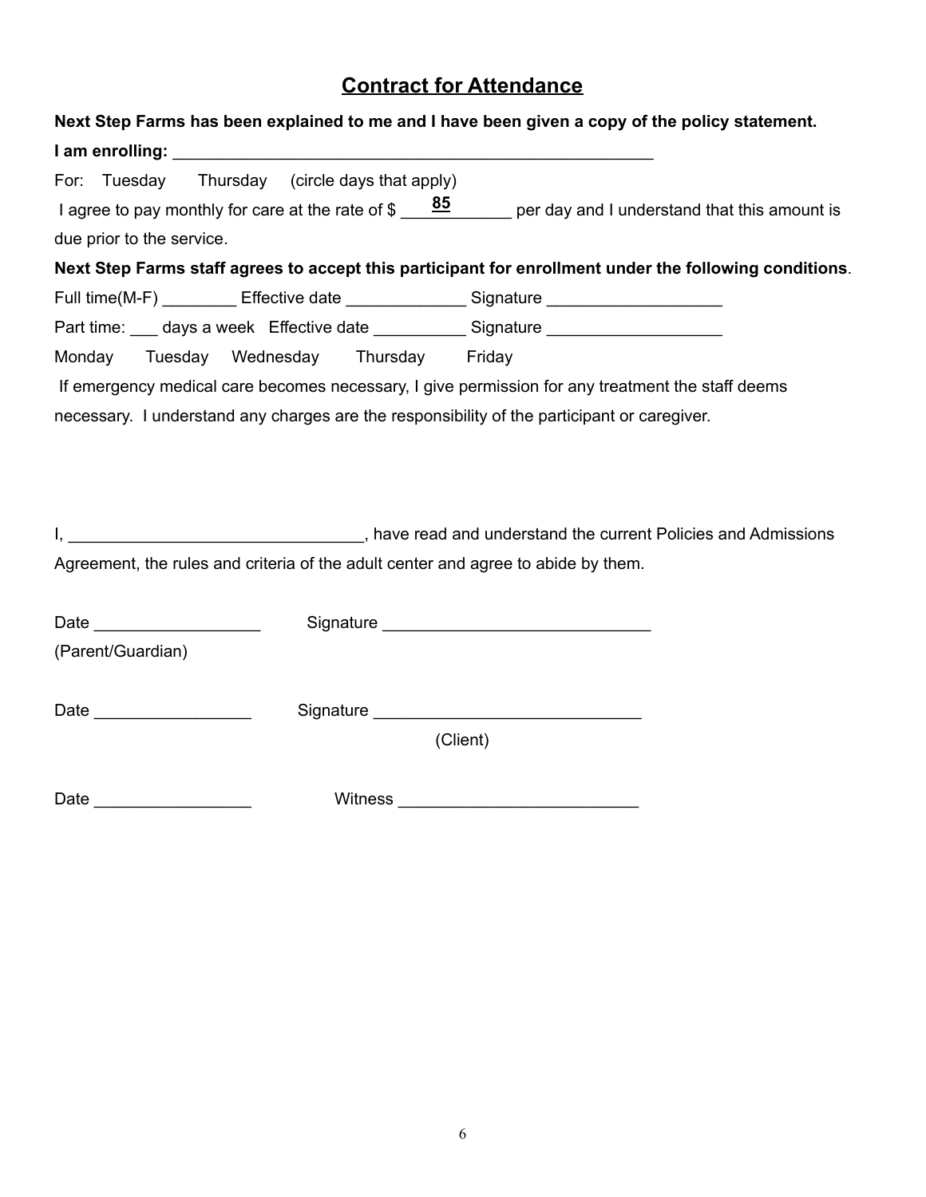# Contract for Attendance

**Next Step Farms has been explained to me and I have been given a copy of the policy statement.**

**I am enrolling:** _______________________________________________________

For: Tuesday Thursday (circle days that apply)

I agree to pay monthly for care at the rate of $ ____85____ per day and I understand that this amount is due prior to the service.

**Next Step Farms staff agrees to accept this participant for enrollment under the following conditions**.

Full time(M-F) ________ Effective date _____________ Signature ___________________

Part time: ___ days a week Effective date __________ Signature ___________________

Monday Tuesday Wednesday Thursday Friday

If emergency medical care becomes necessary, I give permission for any treatment the staff deems necessary. I understand any charges are the responsibility of the participant or caregiver.

I, ________________________________, have read and understand the current Policies and Admissions Agreement, the rules and criteria of the adult center and agree to abide by them.

Date __________________ Signature _____________________________

(Parent/Guardian)

Date _________________ Signature _____________________________

(Client)

Date _________________ Witness __________________________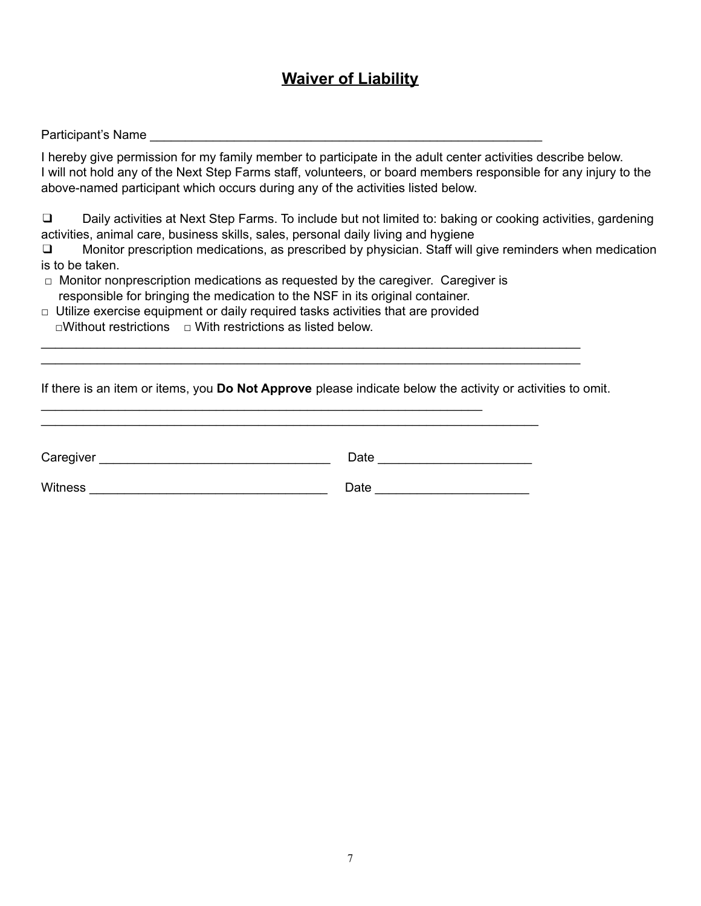# Waiver of Liability

Participant's Name ___________________________________________________________

I hereby give permission for my family member to participate in the adult center activities describe below. I will not hold any of the Next Step Farms staff, volunteers, or board members responsible for any injury to the above-named participant which occurs during any of the activities listed below.

❑ Daily activities at Next Step Farms. To include but not limited to: baking or cooking activities, gardening activities, animal care, business skills, sales, personal daily living and hygiene

❑ Monitor prescription medications, as prescribed by physician. Staff will give reminders when medication is to be taken.

□ Monitor nonprescription medications as requested by the caregiver. Caregiver is responsible for bringing the medication to the NSF in its original container.

□ Utilize exercise equipment or daily required tasks activities that are provided
□Without restrictions □ With restrictions as listed below.

_________________________________________________________________________________

_________________________________________________________________________________

If there is an item or items, you **Do Not Approve** please indicate below the activity or activities to omit.

___________________________________________________________________

___________________________________________________________________________

Caregiver _________________________________ Date _____________________

Witness __________________________________ Date _____________________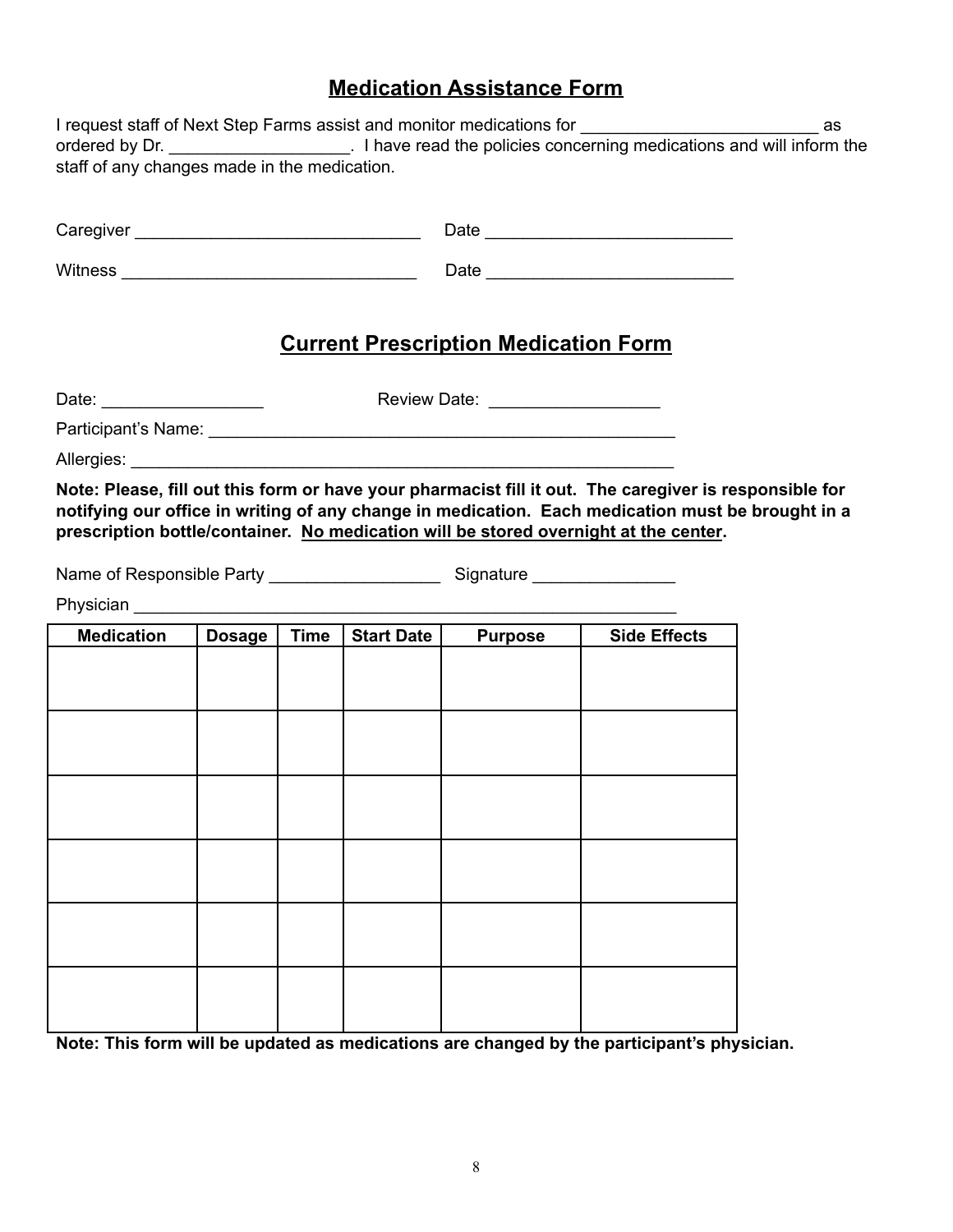## Medication Assistance Form

I request staff of Next Step Farms assist and monitor medications for _________________________ as ordered by Dr. ___________________. I have read the policies concerning medications and will inform the staff of any changes made in the medication.

Caregiver _____________________________ Date _________________________

Witness ______________________________ Date _________________________

## Current Prescription Medication Form

Date: ________________ Review Date: _________________

Participant's Name: __________________________________________________

Allergies: __________________________________________________________

**Note: Please, fill out this form or have your pharmacist fill it out. The caregiver is responsible for notifying our office in writing of any change in medication. Each medication must be brought in a prescription bottle/container. <u>No medication will be stored overnight at the center</u>.**

Name of Responsible Party _________________ Signature ______________

Physician __________________________________________________________

| Medication | Dosage | Time | Start Date | Purpose | Side Effects |
|---|---|---|---|---|---|
| | | | | | |
| | | | | | |
| | | | | | |
| | | | | | |
| | | | | | |
| | | | | | |

**Note: This form will be updated as medications are changed by the participant's physician.**